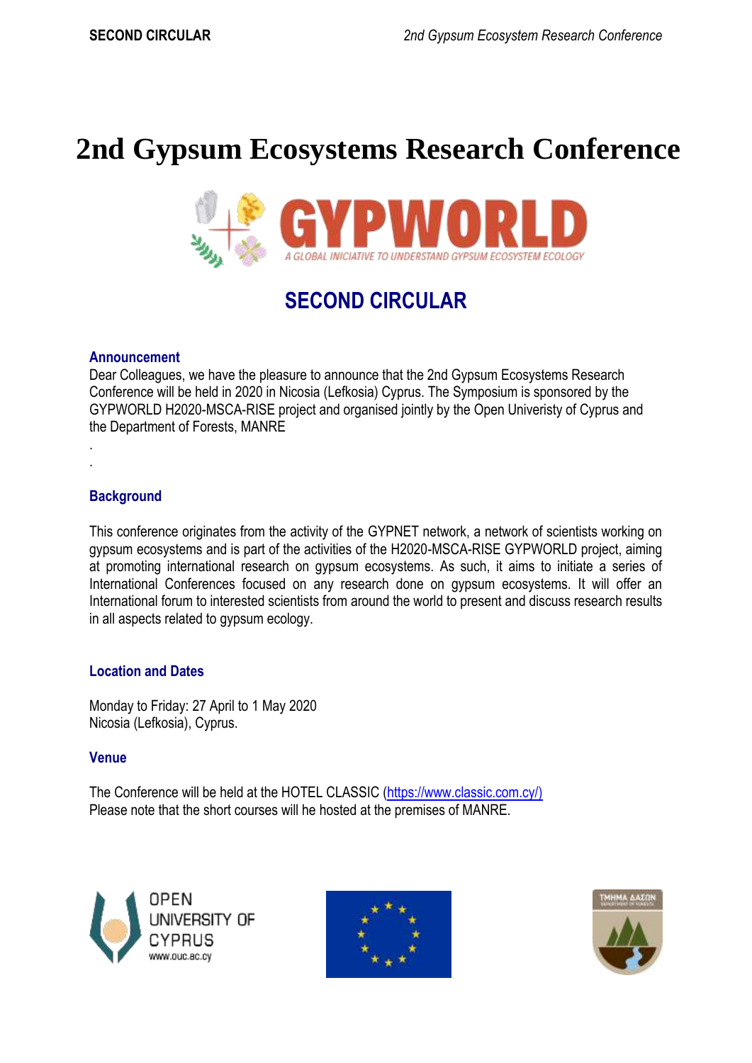# 2nd Gypsum Ecosystems Research Conference

GYPWORLD

A GLOBAL INICIATIVE TO UNDERSTAND GYPSUM ECOSYSTEM ECOLOGY

## SECOND CIRCULAR

### Announcement

Dear Colleagues, we have the pleasure to announce that the 2nd Gypsum Ecosystems Research Conference will be held in 2020 in Nicosia (Lefkosia) Cyprus. The Symposium is sponsored by the GYPWORLD H2020-MSCA-RISE project and organised jointly by the Open Univeristy of Cyprus and the Department of Forests, MANRE

.

.

### Background

This conference originates from the activity of the GYPNET network, a network of scientists working on gypsum ecosystems and is part of the activities of the H2020-MSCA-RISE GYPWORLD project, aiming at promoting international research on gypsum ecosystems. As such, it aims to initiate a series of International Conferences focused on any research done on gypsum ecosystems. It will offer an International forum to interested scientists from around the world to present and discuss research results in all aspects related to gypsum ecology.

### Location and Dates

Monday to Friday: 27 April to 1 May 2020
Nicosia (Lefkosia), Cyprus.

### Venue

The Conference will be held at the HOTEL CLASSIC (https://www.classic.com.cy/)
Please note that the short courses will he hosted at the premises of MANRE.

OPEN UNIVERSITY OF CYPRUS
www.ouc.ac.cy

ΤΜΗΜΑ ΔΑΣΩΝ
DEPARTMENT OF FORESTS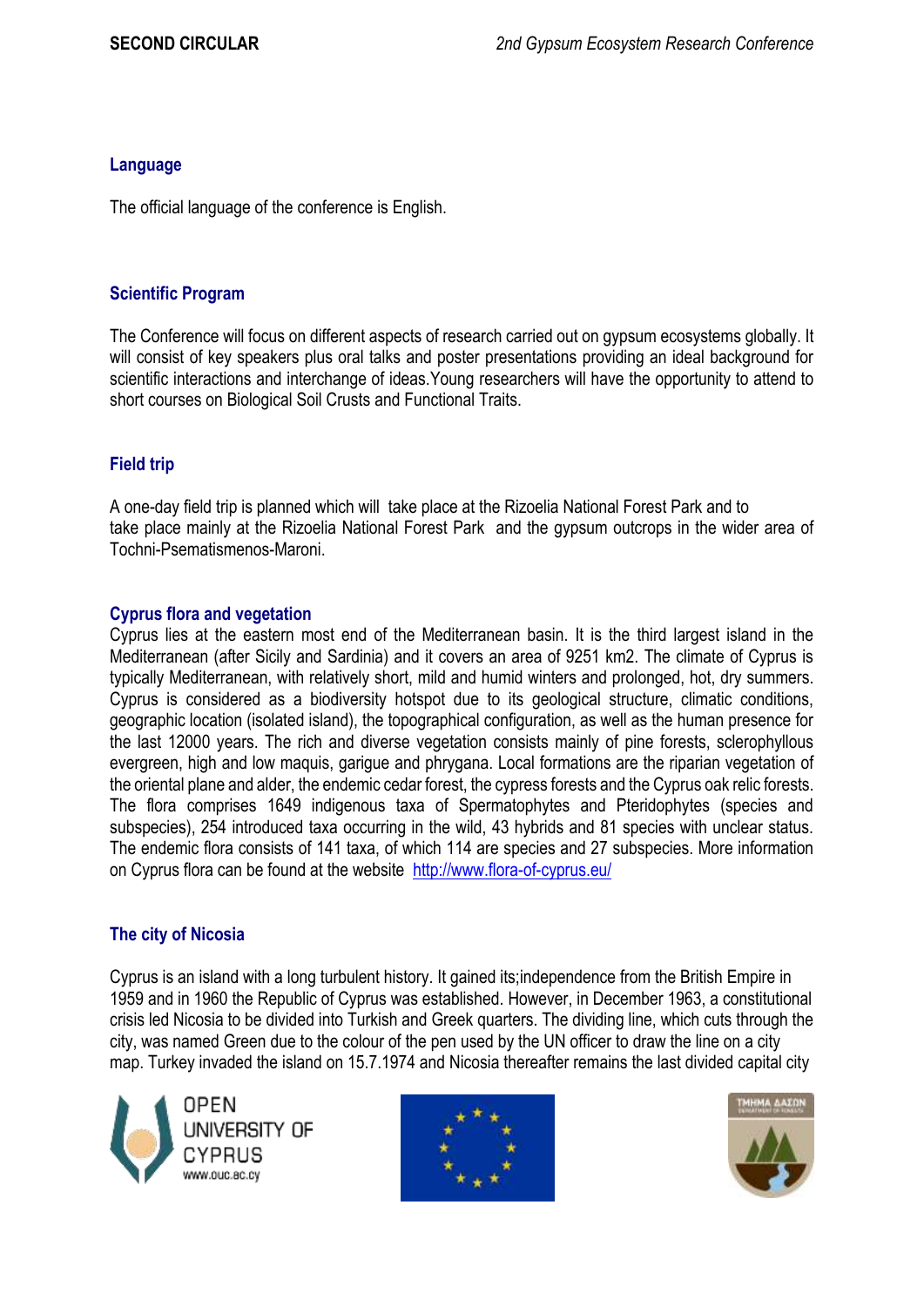## Language

The official language of the conference is English.

## Scientific Program

The Conference will focus on different aspects of research carried out on gypsum ecosystems globally. It will consist of key speakers plus oral talks and poster presentations providing an ideal background for scientific interactions and interchange of ideas.Young researchers will have the opportunity to attend to short courses on Biological Soil Crusts and Functional Traits.

## Field trip

A one-day field trip is planned which will take place at the Rizoelia National Forest Park and to take place mainly at the Rizoelia National Forest Park and the gypsum outcrops in the wider area of Tochni-Psematismenos-Maroni.

## Cyprus flora and vegetation

Cyprus lies at the eastern most end of the Mediterranean basin. It is the third largest island in the Mediterranean (after Sicily and Sardinia) and it covers an area of 9251 km2. The climate of Cyprus is typically Mediterranean, with relatively short, mild and humid winters and prolonged, hot, dry summers. Cyprus is considered as a biodiversity hotspot due to its geological structure, climatic conditions, geographic location (isolated island), the topographical configuration, as well as the human presence for the last 12000 years. The rich and diverse vegetation consists mainly of pine forests, sclerophyllous evergreen, high and low maquis, garigue and phrygana. Local formations are the riparian vegetation of the oriental plane and alder, the endemic cedar forest, the cypress forests and the Cyprus oak relic forests. The flora comprises 1649 indigenous taxa of Spermatophytes and Pteridophytes (species and subspecies), 254 introduced taxa occurring in the wild, 43 hybrids and 81 species with unclear status. The endemic flora consists of 141 taxa, of which 114 are species and 27 subspecies. More information on Cyprus flora can be found at the website http://www.flora-of-cyprus.eu/

## The city of Nicosia

Cyprus is an island with a long turbulent history. It gained its;independence from the British Empire in 1959 and in 1960 the Republic of Cyprus was established. However, in December 1963, a constitutional crisis led Nicosia to be divided into Turkish and Greek quarters. The dividing line, which cuts through the city, was named Green due to the colour of the pen used by the UN officer to draw the line on a city map. Turkey invaded the island on 15.7.1974 and Nicosia thereafter remains the last divided capital city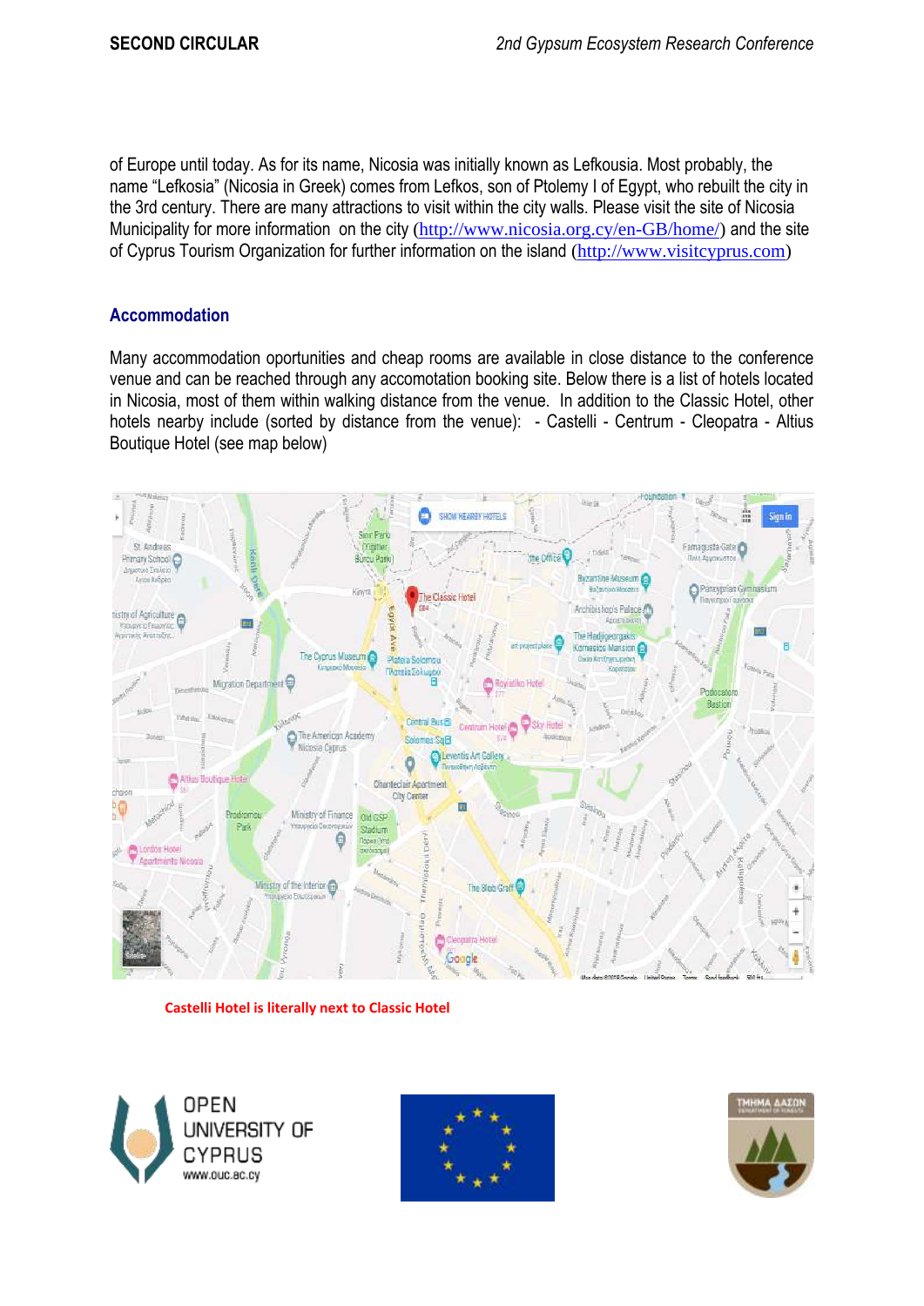of Europe until today. As for its name, Nicosia was initially known as Lefkousia. Most probably, the name "Lefkosia" (Nicosia in Greek) comes from Lefkos, son of Ptolemy I of Egypt, who rebuilt the city in the 3rd century. There are many attractions to visit within the city walls. Please visit the site of Nicosia Municipality for more information on the city (http://www.nicosia.org.cy/en-GB/home/) and the site of Cyprus Tourism Organization for further information on the island (http://www.visitcyprus.com)

## Accommodation

Many accommodation opportunities and cheap rooms are available in close distance to the conference venue and can be reached through any accomotation booking site. Below there is a list of hotels located in Nicosia, most of them within walking distance from the venue. In addition to the Classic Hotel, other hotels nearby include (sorted by distance from the venue): - Castelli - Centrum - Cleopatra - Altius Boutique Hotel (see map below)

**Castelli Hotel is literally next to Classic Hotel**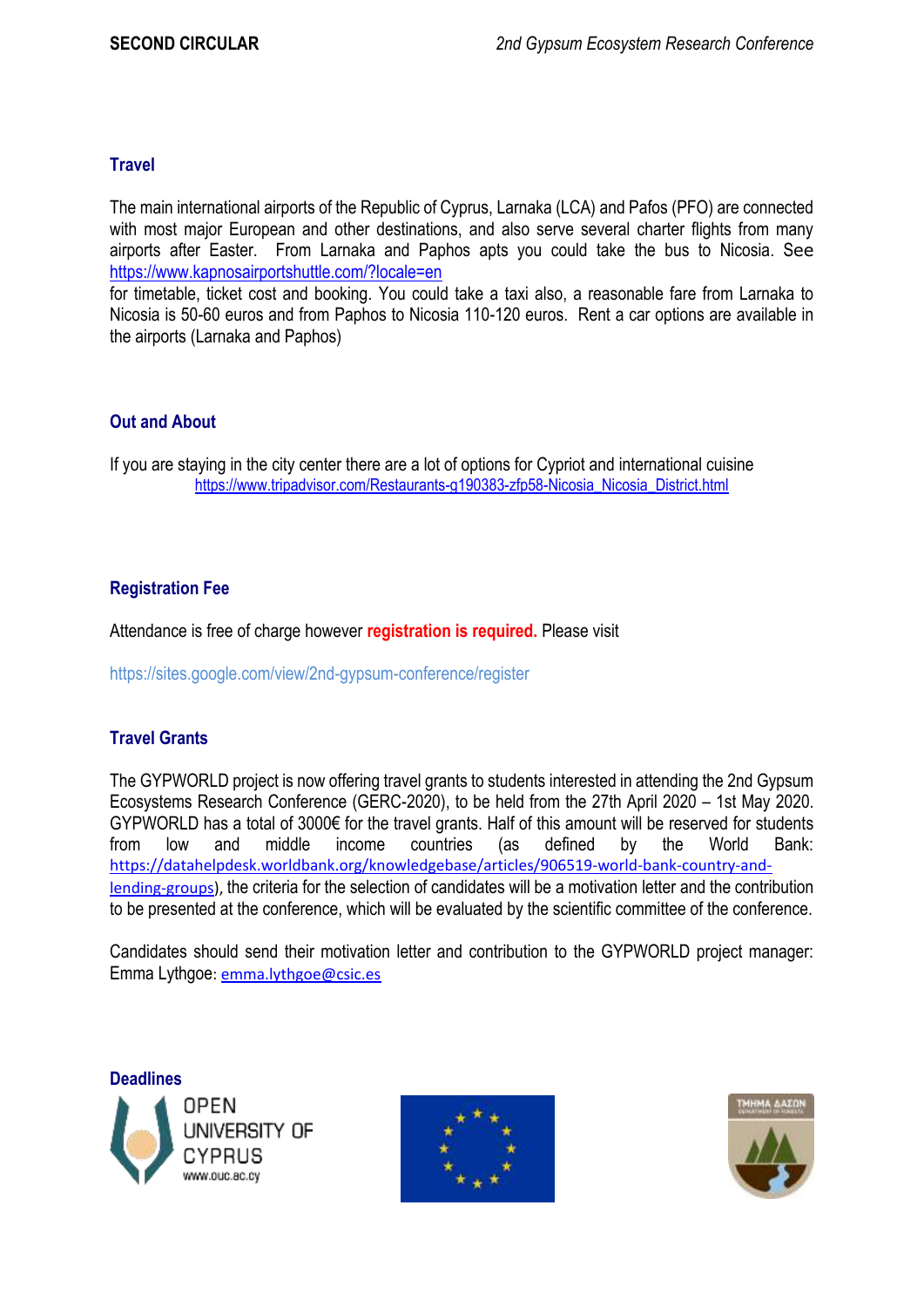## Travel

The main international airports of the Republic of Cyprus, Larnaka (LCA) and Pafos (PFO) are connected with most major European and other destinations, and also serve several charter flights from many airports after Easter. From Larnaka and Paphos apts you could take the bus to Nicosia. See https://www.kapnosairportshuttle.com/?locale=en
for timetable, ticket cost and booking. You could take a taxi also, a reasonable fare from Larnaka to Nicosia is 50-60 euros and from Paphos to Nicosia 110-120 euros. Rent a car options are available in the airports (Larnaka and Paphos)

## Out and About

If you are staying in the city center there are a lot of options for Cypriot and international cuisine
https://www.tripadvisor.com/Restaurants-g190383-zfp58-Nicosia_Nicosia_District.html

## Registration Fee

Attendance is free of charge however **registration is required.** Please visit

https://sites.google.com/view/2nd-gypsum-conference/register

## Travel Grants

The GYPWORLD project is now offering travel grants to students interested in attending the 2nd Gypsum Ecosystems Research Conference (GERC-2020), to be held from the 27th April 2020 – 1st May 2020. GYPWORLD has a total of 3000€ for the travel grants. Half of this amount will be reserved for students from low and middle income countries (as defined by the World Bank: https://datahelpdesk.worldbank.org/knowledgebase/articles/906519-world-bank-country-and-lending-groups), the criteria for the selection of candidates will be a motivation letter and the contribution to be presented at the conference, which will be evaluated by the scientific committee of the conference.

Candidates should send their motivation letter and contribution to the GYPWORLD project manager: Emma Lythgoe: emma.lythgoe@csic.es

## Deadlines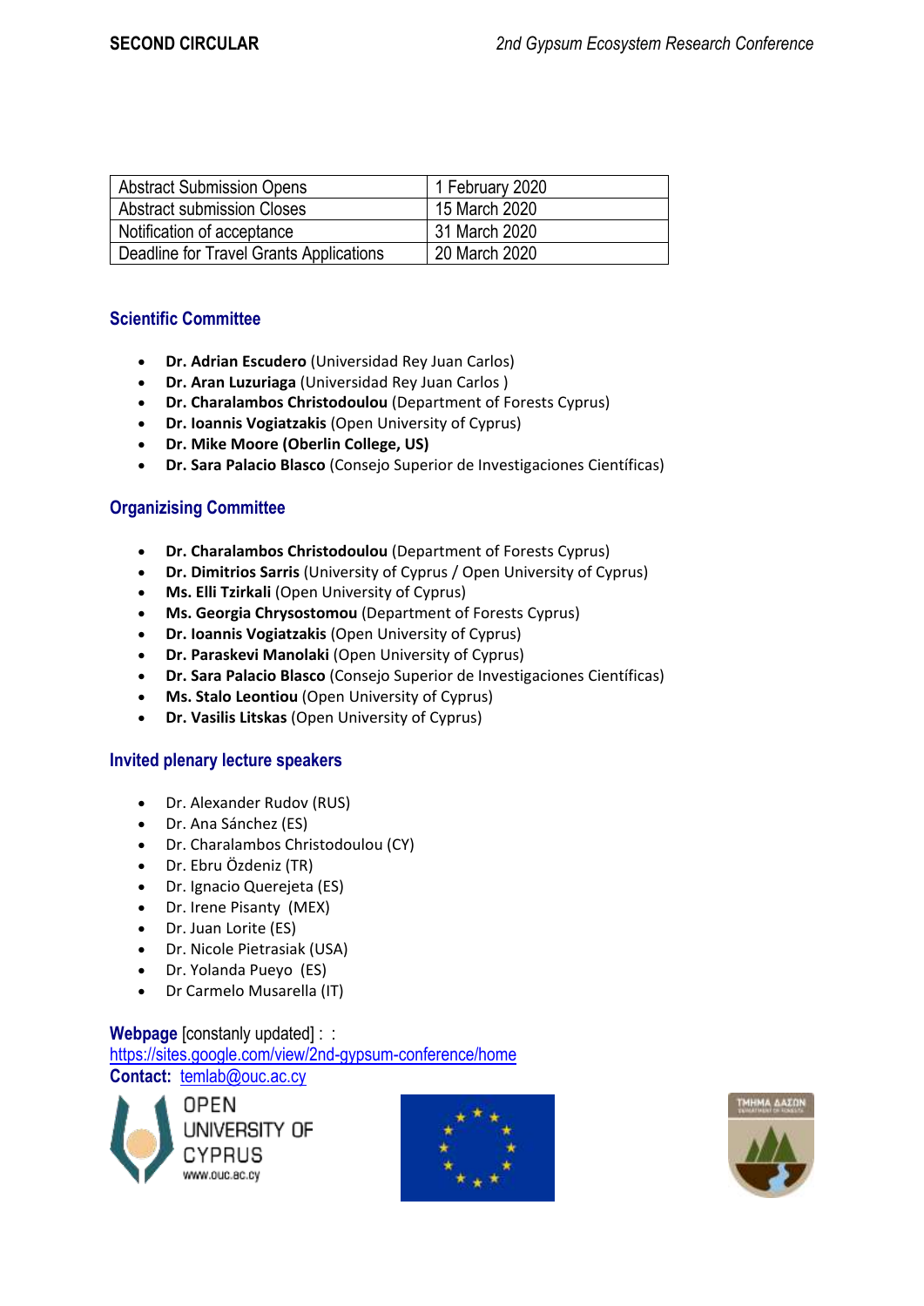| | |
|---|---|
| Abstract Submission Opens | 1 February 2020 |
| Abstract submission Closes | 15 March 2020 |
| Notification of acceptance | 31 March 2020 |
| Deadline for Travel Grants Applications | 20 March 2020 |

## Scientific Committee

- **Dr. Adrian Escudero** (Universidad Rey Juan Carlos)
- **Dr. Aran Luzuriaga** (Universidad Rey Juan Carlos )
- **Dr. Charalambos Christodoulou** (Department of Forests Cyprus)
- **Dr. Ioannis Vogiatzakis** (Open University of Cyprus)
- **Dr. Mike Moore (Oberlin College, US)**
- **Dr. Sara Palacio Blasco** (Consejo Superior de Investigaciones Científicas)

## Organizising Committee

- **Dr. Charalambos Christodoulou** (Department of Forests Cyprus)
- **Dr. Dimitrios Sarris** (University of Cyprus / Open University of Cyprus)
- **Ms. Elli Tzirkali** (Open University of Cyprus)
- **Ms. Georgia Chrysostomou** (Department of Forests Cyprus)
- **Dr. Ioannis Vogiatzakis** (Open University of Cyprus)
- **Dr. Paraskevi Manolaki** (Open University of Cyprus)
- **Dr. Sara Palacio Blasco** (Consejo Superior de Investigaciones Científicas)
- **Ms. Stalo Leontiou** (Open University of Cyprus)
- **Dr. Vasilis Litskas** (Open University of Cyprus)

## Invited plenary lecture speakers

- Dr. Alexander Rudov (RUS)
- Dr. Ana Sánchez (ES)
- Dr. Charalambos Christodoulou (CY)
- Dr. Ebru Özdeniz (TR)
- Dr. Ignacio Querejeta (ES)
- Dr. Irene Pisanty (MEX)
- Dr. Juan Lorite (ES)
- Dr. Nicole Pietrasiak (USA)
- Dr. Yolanda Pueyo (ES)
- Dr Carmelo Musarella (IT)

**Webpage** [constanly updated] : :
https://sites.google.com/view/2nd-gypsum-conference/home
**Contact:** temlab@ouc.ac.cy

OPEN UNIVERSITY OF CYPRUS
www.ouc.ac.cy